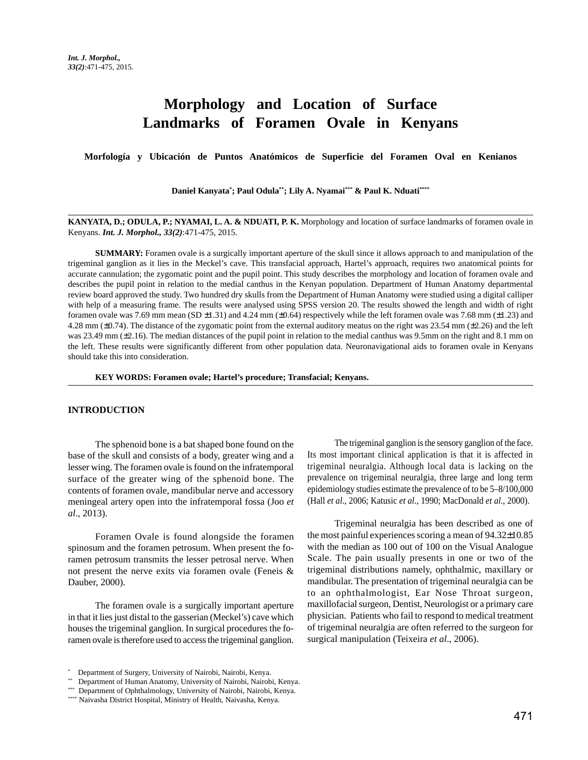# Morphology and Location of Surface Landmarks of Foramen Ovale in Kenyans

**Morfología y Ubicación de Puntos Anatómicos de Superficie del Foramen Oval en Kenianos**

**Daniel Kanyata[*]; Paul Odula[**]; Lily A. Nyamai[***] & Paul K. Nduati[****]**

**KANYATA, D.; ODULA, P.; NYAMAI, L. A. & NDUATI, P. K.** Morphology and location of surface landmarks of foramen ovale in Kenyans. ***Int. J. Morphol., 33(2)***:471-475, 2015.

**SUMMARY:** Foramen ovale is a surgically important aperture of the skull since it allows approach to and manipulation of the trigeminal ganglion as it lies in the Meckel's cave. This transfacial approach, Hartel's approach, requires two anatomical points for accurate cannulation; the zygomatic point and the pupil point. This study describes the morphology and location of foramen ovale and describes the pupil point in relation to the medial canthus in the Kenyan population. Department of Human Anatomy departmental review board approved the study. Two hundred dry skulls from the Department of Human Anatomy were studied using a digital calliper with help of a measuring frame. The results were analysed using SPSS version 20. The results showed the length and width of right foramen ovale was 7.69 mm mean (SD ±1.31) and 4.24 mm (±0.64) respectively while the left foramen ovale was 7.68 mm (±1.23) and 4.28 mm (±0.74). The distance of the zygomatic point from the external auditory meatus on the right was 23.54 mm (±2.26) and the left was 23.49 mm (±2.16). The median distances of the pupil point in relation to the medial canthus was 9.5mm on the right and 8.1 mm on the left. These results were significantly different from other population data. Neuronavigational aids to foramen ovale in Kenyans should take this into consideration.

**KEY WORDS: Foramen ovale; Hartel's procedure; Transfacial; Kenyans.**

## INTRODUCTION

The sphenoid bone is a bat shaped bone found on the base of the skull and consists of a body, greater wing and a lesser wing. The foramen ovale is found on the infratemporal surface of the greater wing of the sphenoid bone. The contents of foramen ovale, mandibular nerve and accessory meningeal artery open into the infratemporal fossa (Joo *et al*., 2013).

Foramen Ovale is found alongside the foramen spinosum and the foramen petrosum. When present the foramen petrosum transmits the lesser petrosal nerve. When not present the nerve exits via foramen ovale (Feneis & Dauber, 2000).

The foramen ovale is a surgically important aperture in that it lies just distal to the gasserian (Meckel's) cave which houses the trigeminal ganglion. In surgical procedures the foramen ovale is therefore used to access the trigeminal ganglion.

The trigeminal ganglion is the sensory ganglion of the face. Its most important clinical application is that it is affected in trigeminal neuralgia. Although local data is lacking on the prevalence on trigeminal neuralgia, three large and long term epidemiology studies estimate the prevalence of to be 5–8/100,000 (Hall *et al*., 2006; Katusic *et al*., 1990; MacDonald *et al*., 2000).

Trigeminal neuralgia has been described as one of the most painful experiences scoring a mean of 94.32±10.85 with the median as 100 out of 100 on the Visual Analogue Scale. The pain usually presents in one or two of the trigeminal distributions namely, ophthalmic, maxillary or mandibular. The presentation of trigeminal neuralgia can be to an ophthalmologist, Ear Nose Throat surgeon, maxillofacial surgeon, Dentist, Neurologist or a primary care physician. Patients who fail to respond to medical treatment of trigeminal neuralgia are often referred to the surgeon for surgical manipulation (Teixeira *et al*., 2006).

[*] Department of Surgery, University of Nairobi, Nairobi, Kenya.
[**] Department of Human Anatomy, University of Nairobi, Nairobi, Kenya.
[***] Department of Ophthalmology, University of Nairobi, Nairobi, Kenya.
[****] Naivasha District Hospital, Ministry of Health, Naivasha, Kenya.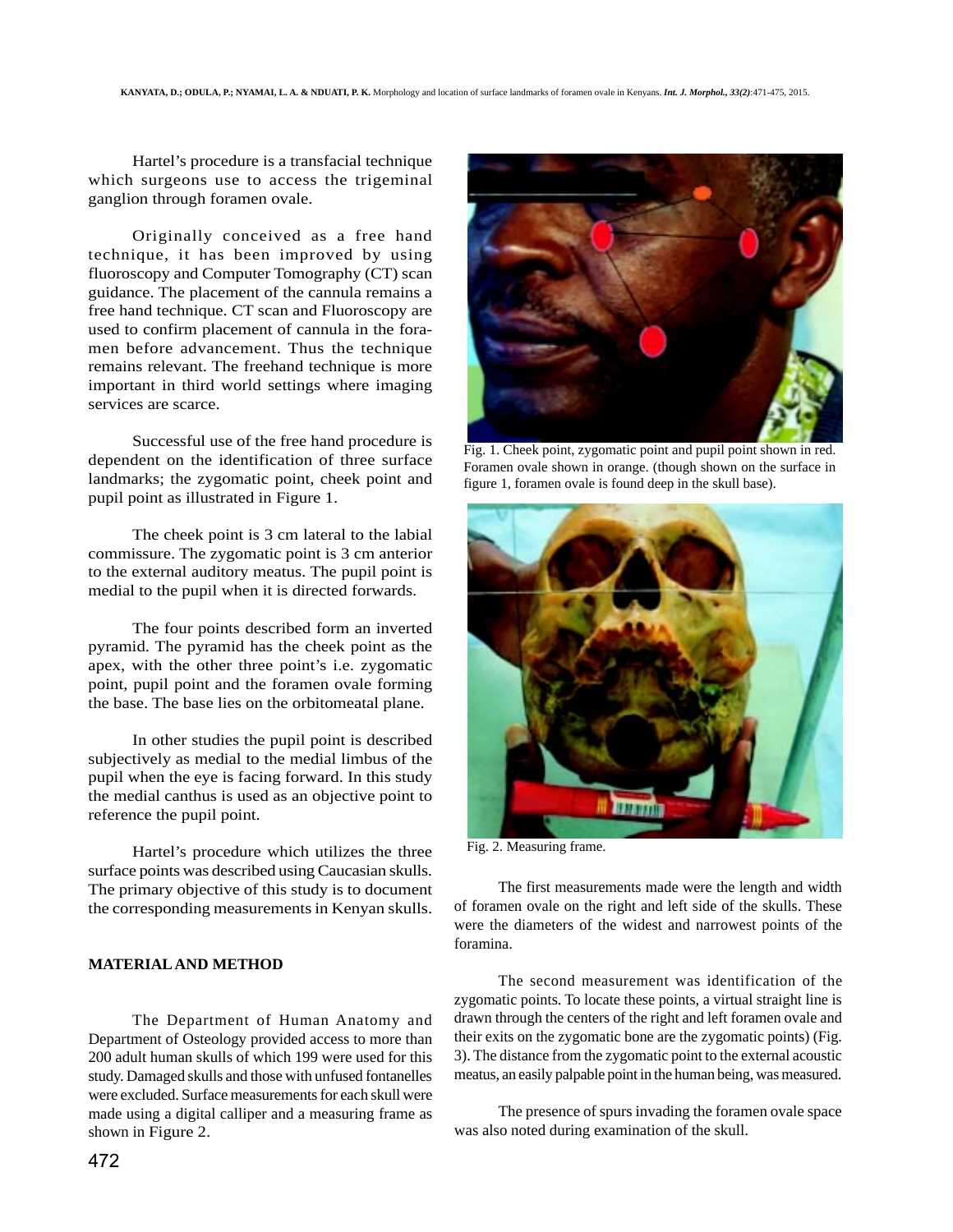Hartel's procedure is a transfacial technique which surgeons use to access the trigeminal ganglion through foramen ovale.

Originally conceived as a free hand technique, it has been improved by using fluoroscopy and Computer Tomography (CT) scan guidance. The placement of the cannula remains a free hand technique. CT scan and Fluoroscopy are used to confirm placement of cannula in the foramen before advancement. Thus the technique remains relevant. The freehand technique is more important in third world settings where imaging services are scarce.

Successful use of the free hand procedure is dependent on the identification of three surface landmarks; the zygomatic point, cheek point and pupil point as illustrated in Figure 1.

The cheek point is 3 cm lateral to the labial commissure. The zygomatic point is 3 cm anterior to the external auditory meatus. The pupil point is medial to the pupil when it is directed forwards.

The four points described form an inverted pyramid. The pyramid has the cheek point as the apex, with the other three point's i.e. zygomatic point, pupil point and the foramen ovale forming the base. The base lies on the orbitomeatal plane.

In other studies the pupil point is described subjectively as medial to the medial limbus of the pupil when the eye is facing forward. In this study the medial canthus is used as an objective point to reference the pupil point.

Hartel's procedure which utilizes the three surface points was described using Caucasian skulls. The primary objective of this study is to document the corresponding measurements in Kenyan skulls.

## MATERIAL AND METHOD

The Department of Human Anatomy and Department of Osteology provided access to more than 200 adult human skulls of which 199 were used for this study. Damaged skulls and those with unfused fontanelles were excluded. Surface measurements for each skull were made using a digital calliper and a measuring frame as shown in Figure 2.

Fig. 1. Cheek point, zygomatic point and pupil point shown in red. Foramen ovale shown in orange. (though shown on the surface in figure 1, foramen ovale is found deep in the skull base).

Fig. 2. Measuring frame.

The first measurements made were the length and width of foramen ovale on the right and left side of the skulls. These were the diameters of the widest and narrowest points of the foramina.

The second measurement was identification of the zygomatic points. To locate these points, a virtual straight line is drawn through the centers of the right and left foramen ovale and their exits on the zygomatic bone are the zygomatic points) (Fig. 3). The distance from the zygomatic point to the external acoustic meatus, an easily palpable point in the human being, was measured.

The presence of spurs invading the foramen ovale space was also noted during examination of the skull.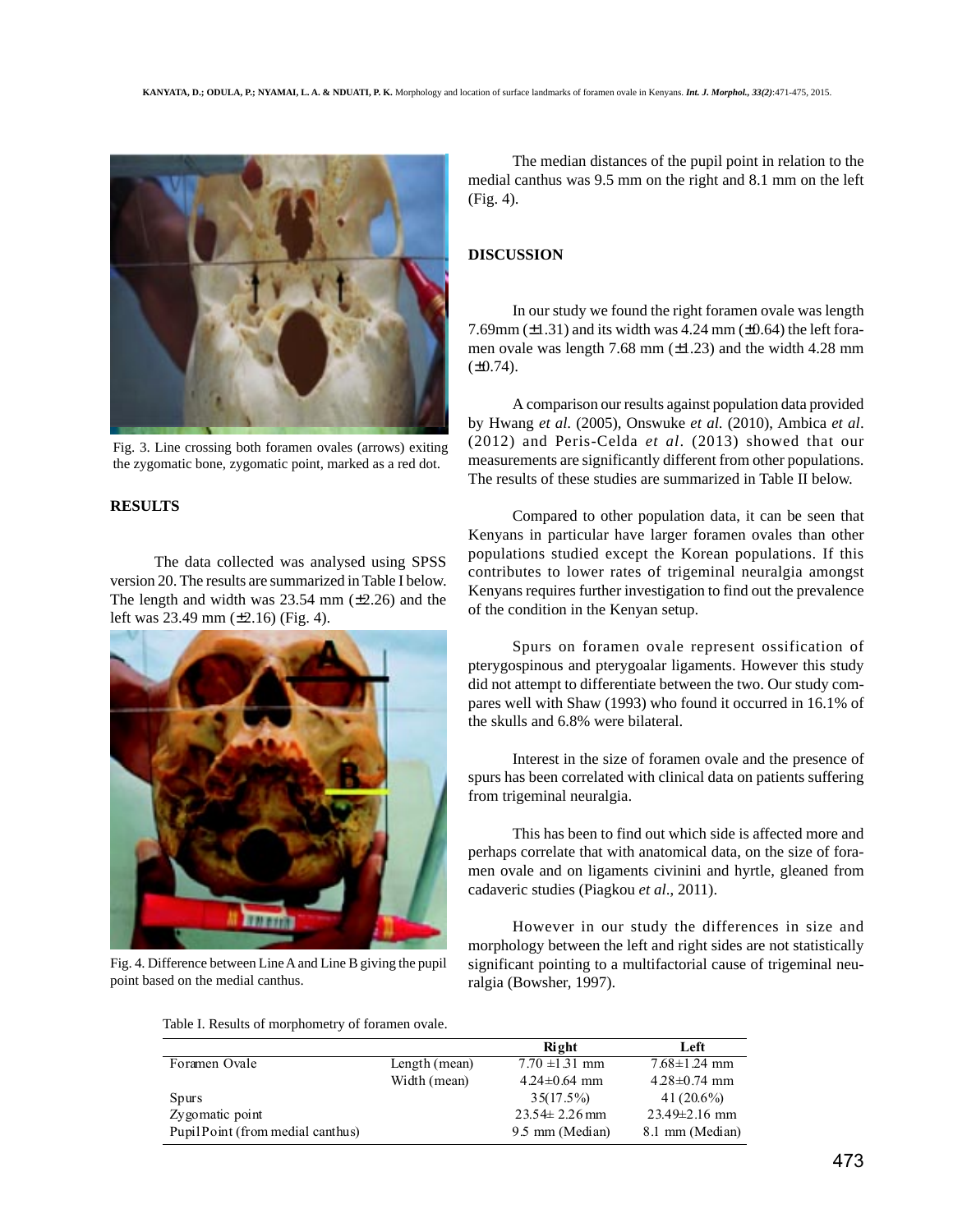Fig. 3. Line crossing both foramen ovales (arrows) exiting the zygomatic bone, zygomatic point, marked as a red dot.

## RESULTS

The data collected was analysed using SPSS version 20. The results are summarized in Table I below. The length and width was 23.54 mm (±2.26) and the left was 23.49 mm (±2.16) (Fig. 4).

Fig. 4. Difference between Line A and Line B giving the pupil point based on the medial canthus.

The median distances of the pupil point in relation to the medial canthus was 9.5 mm on the right and 8.1 mm on the left (Fig. 4).

## DISCUSSION

In our study we found the right foramen ovale was length 7.69mm (±1.31) and its width was 4.24 mm (±0.64) the left foramen ovale was length 7.68 mm (±1.23) and the width 4.28 mm (±0.74).

A comparison our results against population data provided by Hwang *et al.* (2005), Onswuke *et al.* (2010), Ambica *et al.* (2012) and Peris-Celda *et al.* (2013) showed that our measurements are significantly different from other populations. The results of these studies are summarized in Table II below.

Compared to other population data, it can be seen that Kenyans in particular have larger foramen ovales than other populations studied except the Korean populations. If this contributes to lower rates of trigeminal neuralgia amongst Kenyans requires further investigation to find out the prevalence of the condition in the Kenyan setup.

Spurs on foramen ovale represent ossification of pterygospinous and pterygoalar ligaments. However this study did not attempt to differentiate between the two. Our study compares well with Shaw (1993) who found it occurred in 16.1% of the skulls and 6.8% were bilateral.

Interest in the size of foramen ovale and the presence of spurs has been correlated with clinical data on patients suffering from trigeminal neuralgia.

This has been to find out which side is affected more and perhaps correlate that with anatomical data, on the size of foramen ovale and on ligaments civinini and hyrtle, gleaned from cadaveric studies (Piagkou *et al.*, 2011).

However in our study the differences in size and morphology between the left and right sides are not statistically significant pointing to a multifactorial cause of trigeminal neuralgia (Bowsher, 1997).

Table I. Results of morphometry of foramen ovale.

| | | Right | Left |
|---|---|---|---|
| Foramen Ovale | Length (mean) | 7.70 ±1.31 mm | 7.68±1.24 mm |
| | Width (mean) | 4.24±0.64 mm | 4.28±0.74 mm |
| Spurs | | 35(17.5%) | 41 (20.6%) |
| Zygomatic point | | 23.54± 2.26 mm | 23.49±2.16 mm |
| Pupil Point (from medial canthus) | | 9.5 mm (Median) | 8.1 mm (Median) |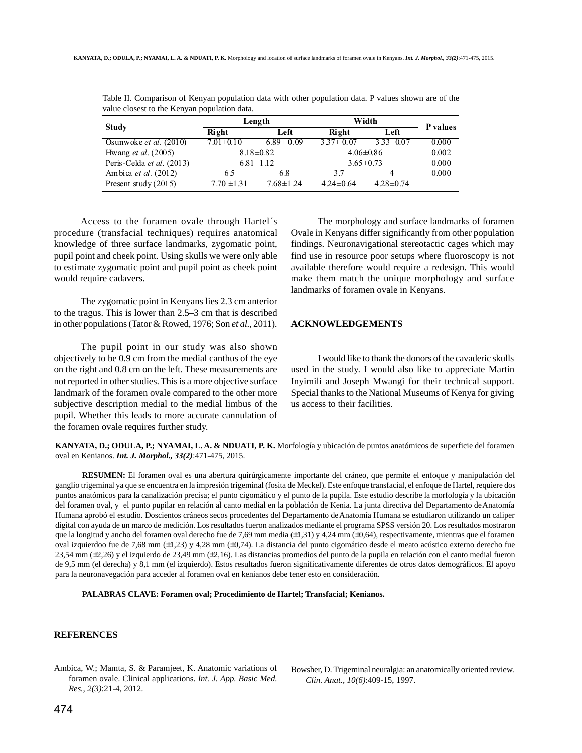Table II. Comparison of Kenyan population data with other population data. P values shown are of the value closest to the Kenyan population data.

| Study | Length | | Width | | P values |
|---|---|---|---|---|---|
| | Right | Left | Right | Left | |
| Osunwoke *et al.* (2010) | 7.01±0.10 | 6.89± 0.09 | 3.37± 0.07 | 3.33±0.07 | 0.000 |
| Hwang *et al.* (2005) | 8.18±0.82 | | 4.06±0.86 | | 0.002 |
| Peris-Celda *et al.* (2013) | 6.81±1.12 | | 3.65±0.73 | | 0.000 |
| Ambica *et al.* (2012) | 6.5 | 6.8 | 3.7 | 4 | 0.000 |
| Present study (2015) | 7.70 ±1.31 | 7.68±1.24 | 4.24±0.64 | 4.28±0.74 | |

Access to the foramen ovale through Hartel´s procedure (transfacial techniques) requires anatomical knowledge of three surface landmarks, zygomatic point, pupil point and cheek point. Using skulls we were only able to estimate zygomatic point and pupil point as cheek point would require cadavers.

The zygomatic point in Kenyans lies 2.3 cm anterior to the tragus. This is lower than 2.5–3 cm that is described in other populations (Tator & Rowed, 1976; Son *et al.*, 2011).

The pupil point in our study was also shown objectively to be 0.9 cm from the medial canthus of the eye on the right and 0.8 cm on the left. These measurements are not reported in other studies. This is a more objective surface landmark of the foramen ovale compared to the other more subjective description medial to the medial limbus of the pupil. Whether this leads to more accurate cannulation of the foramen ovale requires further study.

The morphology and surface landmarks of foramen Ovale in Kenyans differ significantly from other population findings. Neuronavigational stereotactic cages which may find use in resource poor setups where fluoroscopy is not available therefore would require a redesign. This would make them match the unique morphology and surface landmarks of foramen ovale in Kenyans.

## ACKNOWLEDGEMENTS

I would like to thank the donors of the cavaderic skulls used in the study. I would also like to appreciate Martin Inyimili and Joseph Mwangi for their technical support. Special thanks to the National Museums of Kenya for giving us access to their facilities.

**KANYATA, D.; ODULA, P.; NYAMAI, L. A. & NDUATI, P. K.** Morfología y ubicación de puntos anatómicos de superficie del foramen oval en Kenianos. ***Int. J. Morphol., 33(2)***:471-475, 2015.

**RESUMEN:** El foramen oval es una abertura quirúrgicamente importante del cráneo, que permite el enfoque y manipulación del ganglio trigeminal ya que se encuentra en la impresión trigeminal (fosita de Meckel). Este enfoque transfacial, el enfoque de Hartel, requiere dos puntos anatómicos para la canalización precisa; el punto cigomático y el punto de la pupila. Este estudio describe la morfología y la ubicación del foramen oval, y el punto pupilar en relación al canto medial en la población de Kenia. La junta directiva del Departamento de Anatomía Humana aprobó el estudio. Doscientos cráneos secos procedentes del Departamento de Anatomía Humana se estudiaron utilizando un caliper digital con ayuda de un marco de medición. Los resultados fueron analizados mediante el programa SPSS versión 20. Los resultados mostraron que la longitud y ancho del foramen oval derecho fue de 7,69 mm media (±1,31) y 4,24 mm (±0,64), respectivamente, mientras que el foramen oval izquierdoo fue de 7,68 mm (±1,23) y 4,28 mm (±0,74). La distancia del punto cigomático desde el meato acústico externo derecho fue 23,54 mm (±2,26) y el izquierdo de 23,49 mm (±2,16). Las distancias promedios del punto de la pupila en relación con el canto medial fueron de 9,5 mm (el derecha) y 8,1 mm (el izquierdo). Estos resultados fueron significativamente diferentes de otros datos demográficos. El apoyo para la neuronavegación para acceder al foramen oval en kenianos debe tener esto en consideración.

**PALABRAS CLAVE: Foramen oval; Procedimiento de Hartel; Transfacial; Kenianos.**

## REFERENCES

Ambica, W.; Mamta, S. & Paramjeet, K. Anatomic variations of foramen ovale. Clinical applications. *Int. J. App. Basic Med. Res., 2(3)*:21-4, 2012.

Bowsher, D. Trigeminal neuralgia: an anatomically oriented review. *Clin. Anat., 10(6)*:409-15, 1997.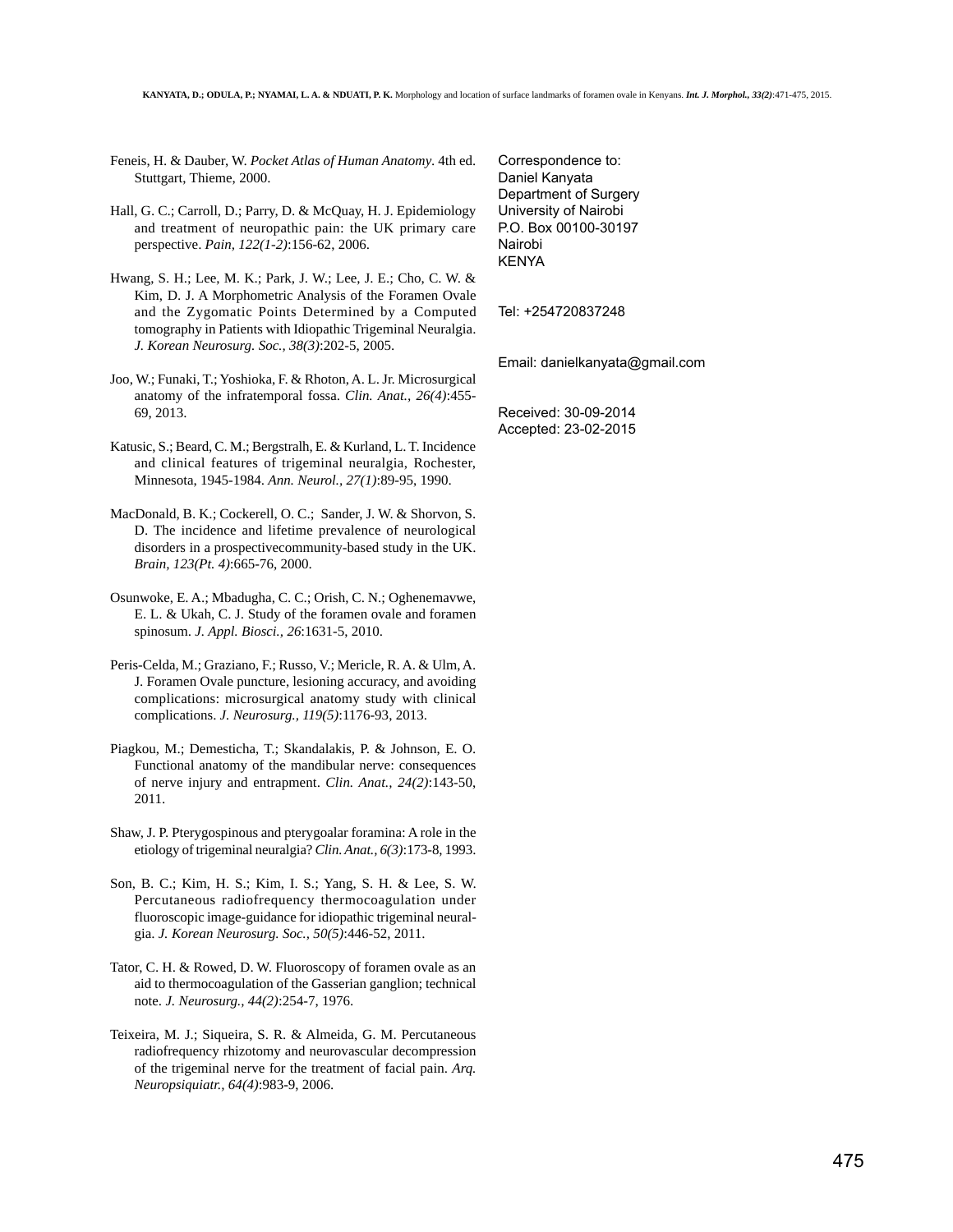Feneis, H. & Dauber, W. *Pocket Atlas of Human Anatomy*. 4th ed. Stuttgart, Thieme, 2000.

Hall, G. C.; Carroll, D.; Parry, D. & McQuay, H. J. Epidemiology and treatment of neuropathic pain: the UK primary care perspective. *Pain, 122(1-2)*:156-62, 2006.

Hwang, S. H.; Lee, M. K.; Park, J. W.; Lee, J. E.; Cho, C. W. & Kim, D. J. A Morphometric Analysis of the Foramen Ovale and the Zygomatic Points Determined by a Computed tomography in Patients with Idiopathic Trigeminal Neuralgia. *J. Korean Neurosurg. Soc., 38(3)*:202-5, 2005.

Joo, W.; Funaki, T.; Yoshioka, F. & Rhoton, A. L. Jr. Microsurgical anatomy of the infratemporal fossa. *Clin. Anat., 26(4)*:455-69, 2013.

Katusic, S.; Beard, C. M.; Bergstralh, E. & Kurland, L. T. Incidence and clinical features of trigeminal neuralgia, Rochester, Minnesota, 1945-1984. *Ann. Neurol., 27(1)*:89-95, 1990.

MacDonald, B. K.; Cockerell, O. C.; Sander, J. W. & Shorvon, S. D. The incidence and lifetime prevalence of neurological disorders in a prospectivecommunity-based study in the UK. *Brain, 123(Pt. 4)*:665-76, 2000.

Osunwoke, E. A.; Mbadugha, C. C.; Orish, C. N.; Oghenemavwe, E. L. & Ukah, C. J. Study of the foramen ovale and foramen spinosum. *J. Appl. Biosci., 26*:1631-5, 2010.

Peris-Celda, M.; Graziano, F.; Russo, V.; Mericle, R. A. & Ulm, A. J. Foramen Ovale puncture, lesioning accuracy, and avoiding complications: microsurgical anatomy study with clinical complications. *J. Neurosurg., 119(5)*:1176-93, 2013.

Piagkou, M.; Demesticha, T.; Skandalakis, P. & Johnson, E. O. Functional anatomy of the mandibular nerve: consequences of nerve injury and entrapment. *Clin. Anat., 24(2)*:143-50, 2011.

Shaw, J. P. Pterygospinous and pterygoalar foramina: A role in the etiology of trigeminal neuralgia? *Clin. Anat., 6(3)*:173-8, 1993.

Son, B. C.; Kim, H. S.; Kim, I. S.; Yang, S. H. & Lee, S. W. Percutaneous radiofrequency thermocoagulation under fluoroscopic image-guidance for idiopathic trigeminal neuralgia. *J. Korean Neurosurg. Soc., 50(5)*:446-52, 2011.

Tator, C. H. & Rowed, D. W. Fluoroscopy of foramen ovale as an aid to thermocoagulation of the Gasserian ganglion; technical note. *J. Neurosurg., 44(2)*:254-7, 1976.

Teixeira, M. J.; Siqueira, S. R. & Almeida, G. M. Percutaneous radiofrequency rhizotomy and neurovascular decompression of the trigeminal nerve for the treatment of facial pain. *Arq. Neuropsiquiatr., 64(4)*:983-9, 2006.

Correspondence to:
Daniel Kanyata
Department of Surgery
University of Nairobi
P.O. Box 00100-30197
Nairobi
KENYA

Tel: +254720837248

Email: danielkanyata@gmail.com

Received: 30-09-2014
Accepted: 23-02-2015